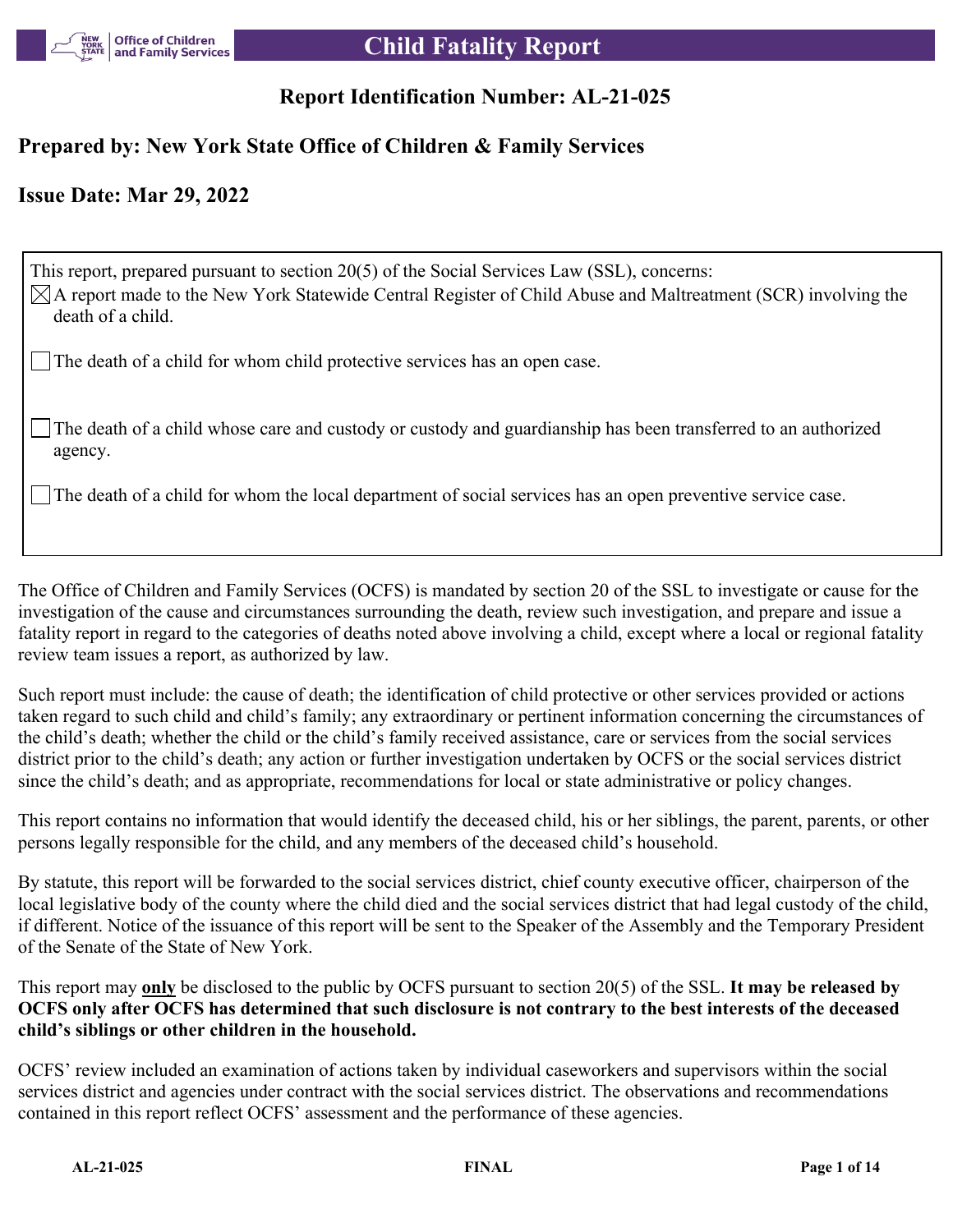# Child Fatality Report

## Report Identification Number: AL-21-025

## Prepared by: New York State Office of Children & Family Services

## Issue Date: Mar 29, 2022

This report, prepared pursuant to section 20(5) of the Social Services Law (SSL), concerns:

- [x] A report made to the New York Statewide Central Register of Child Abuse and Maltreatment (SCR) involving the death of a child.
- [ ] The death of a child for whom child protective services has an open case.
- [ ] The death of a child whose care and custody or custody and guardianship has been transferred to an authorized agency.
- [ ] The death of a child for whom the local department of social services has an open preventive service case.

The Office of Children and Family Services (OCFS) is mandated by section 20 of the SSL to investigate or cause for the investigation of the cause and circumstances surrounding the death, review such investigation, and prepare and issue a fatality report in regard to the categories of deaths noted above involving a child, except where a local or regional fatality review team issues a report, as authorized by law.

Such report must include: the cause of death; the identification of child protective or other services provided or actions taken regard to such child and child's family; any extraordinary or pertinent information concerning the circumstances of the child's death; whether the child or the child's family received assistance, care or services from the social services district prior to the child's death; any action or further investigation undertaken by OCFS or the social services district since the child's death; and as appropriate, recommendations for local or state administrative or policy changes.

This report contains no information that would identify the deceased child, his or her siblings, the parent, parents, or other persons legally responsible for the child, and any members of the deceased child's household.

By statute, this report will be forwarded to the social services district, chief county executive officer, chairperson of the local legislative body of the county where the child died and the social services district that had legal custody of the child, if different. Notice of the issuance of this report will be sent to the Speaker of the Assembly and the Temporary President of the Senate of the State of New York.

This report may **only** be disclosed to the public by OCFS pursuant to section 20(5) of the SSL. **It may be released by OCFS only after OCFS has determined that such disclosure is not contrary to the best interests of the deceased child's siblings or other children in the household.**

OCFS' review included an examination of actions taken by individual caseworkers and supervisors within the social services district and agencies under contract with the social services district. The observations and recommendations contained in this report reflect OCFS' assessment and the performance of these agencies.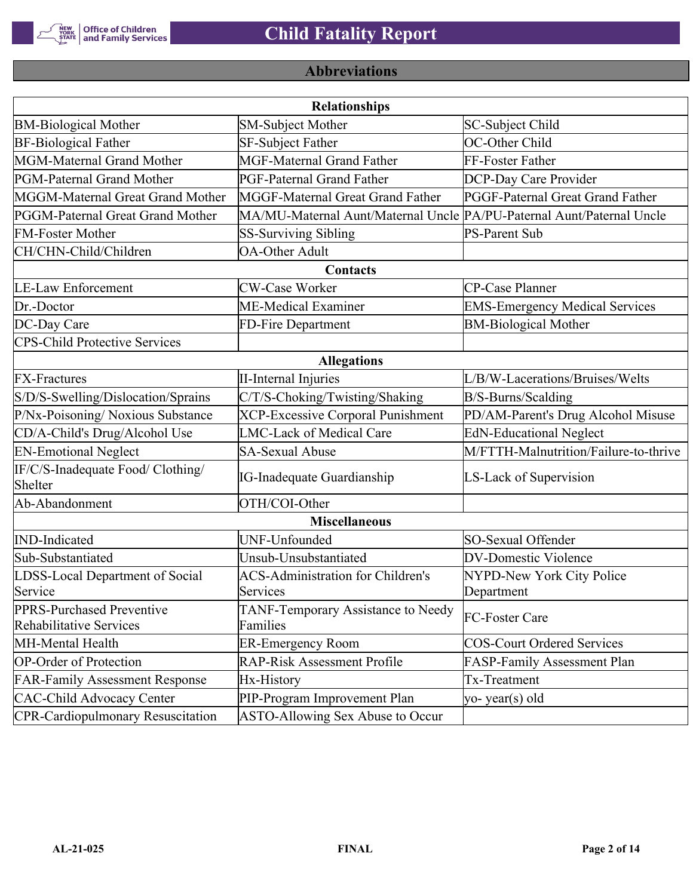## Abbreviations

| Relationships | | |
|---|---|---|
| BM-Biological Mother | SM-Subject Mother | SC-Subject Child |
| BF-Biological Father | SF-Subject Father | OC-Other Child |
| MGM-Maternal Grand Mother | MGF-Maternal Grand Father | FF-Foster Father |
| PGM-Paternal Grand Mother | PGF-Paternal Grand Father | DCP-Day Care Provider |
| MGGM-Maternal Great Grand Mother | MGGF-Maternal Great Grand Father | PGGF-Paternal Great Grand Father |
| PGGM-Paternal Great Grand Mother | MA/MU-Maternal Aunt/Maternal Uncle | PA/PU-Paternal Aunt/Paternal Uncle |
| FM-Foster Mother | SS-Surviving Sibling | PS-Parent Sub |
| CH/CHN-Child/Children | OA-Other Adult | |
| **Contacts** | | |
| LE-Law Enforcement | CW-Case Worker | CP-Case Planner |
| Dr.-Doctor | ME-Medical Examiner | EMS-Emergency Medical Services |
| DC-Day Care | FD-Fire Department | BM-Biological Mother |
| CPS-Child Protective Services | | |
| **Allegations** | | |
| FX-Fractures | II-Internal Injuries | L/B/W-Lacerations/Bruises/Welts |
| S/D/S-Swelling/Dislocation/Sprains | C/T/S-Choking/Twisting/Shaking | B/S-Burns/Scalding |
| P/Nx-Poisoning/ Noxious Substance | XCP-Excessive Corporal Punishment | PD/AM-Parent's Drug Alcohol Misuse |
| CD/A-Child's Drug/Alcohol Use | LMC-Lack of Medical Care | EdN-Educational Neglect |
| EN-Emotional Neglect | SA-Sexual Abuse | M/FTTH-Malnutrition/Failure-to-thrive |
| IF/C/S-Inadequate Food/ Clothing/ Shelter | IG-Inadequate Guardianship | LS-Lack of Supervision |
| Ab-Abandonment | OTH/COI-Other | |
| **Miscellaneous** | | |
| IND-Indicated | UNF-Unfounded | SO-Sexual Offender |
| Sub-Substantiated | Unsub-Unsubstantiated | DV-Domestic Violence |
| LDSS-Local Department of Social Service | ACS-Administration for Children's Services | NYPD-New York City Police Department |
| PPRS-Purchased Preventive Rehabilitative Services | TANF-Temporary Assistance to Needy Families | FC-Foster Care |
| MH-Mental Health | ER-Emergency Room | COS-Court Ordered Services |
| OP-Order of Protection | RAP-Risk Assessment Profile | FASP-Family Assessment Plan |
| FAR-Family Assessment Response | Hx-History | Tx-Treatment |
| CAC-Child Advocacy Center | PIP-Program Improvement Plan | yo- year(s) old |
| CPR-Cardiopulmonary Resuscitation | ASTO-Allowing Sex Abuse to Occur | |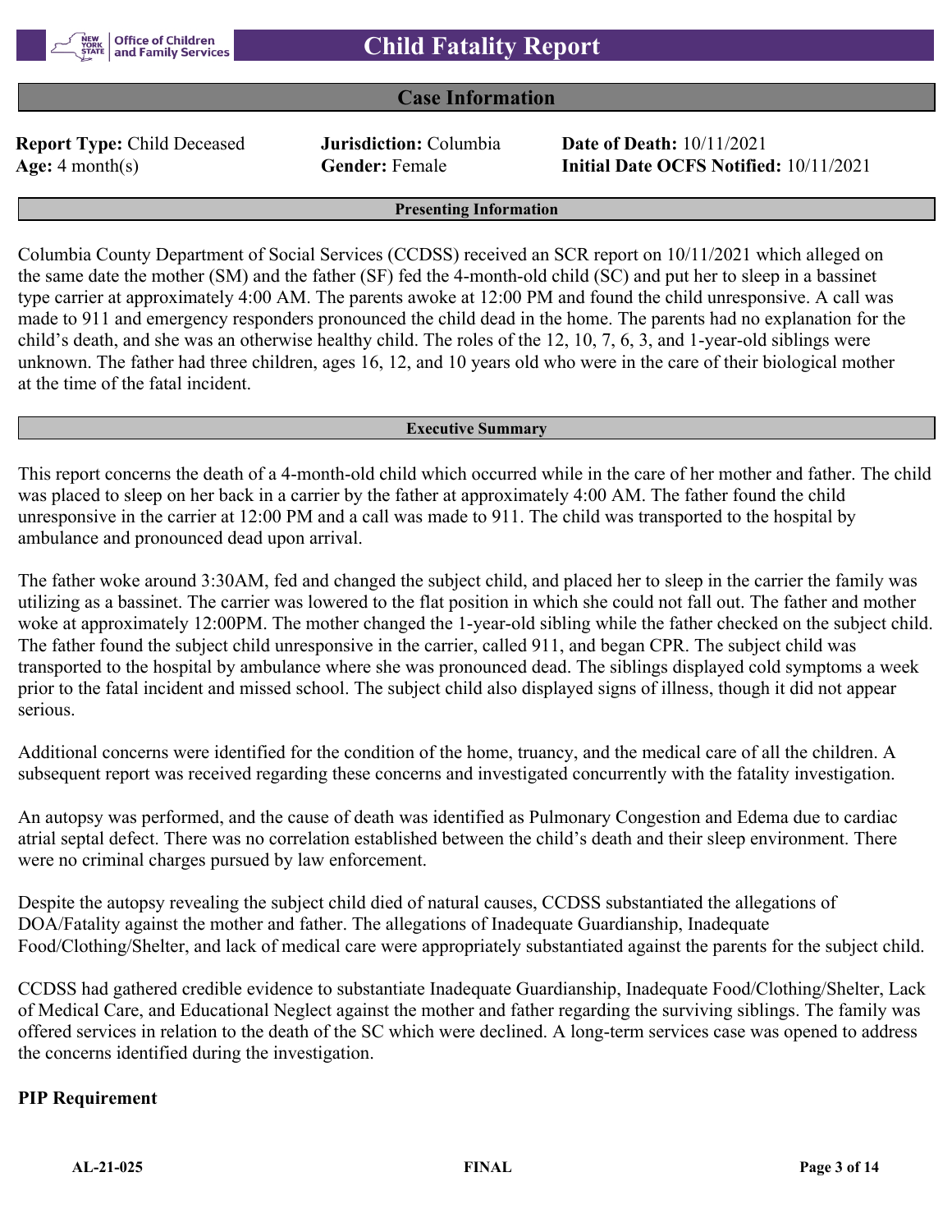# Child Fatality Report

## Case Information

**Report Type:** Child Deceased
**Jurisdiction:** Columbia
**Date of Death:** 10/11/2021
**Age:** 4 month(s)
**Gender:** Female
**Initial Date OCFS Notified:** 10/11/2021

### Presenting Information

Columbia County Department of Social Services (CCDSS) received an SCR report on 10/11/2021 which alleged on the same date the mother (SM) and the father (SF) fed the 4-month-old child (SC) and put her to sleep in a bassinet type carrier at approximately 4:00 AM. The parents awoke at 12:00 PM and found the child unresponsive. A call was made to 911 and emergency responders pronounced the child dead in the home. The parents had no explanation for the child's death, and she was an otherwise healthy child. The roles of the 12, 10, 7, 6, 3, and 1-year-old siblings were unknown. The father had three children, ages 16, 12, and 10 years old who were in the care of their biological mother at the time of the fatal incident.

### Executive Summary

This report concerns the death of a 4-month-old child which occurred while in the care of her mother and father. The child was placed to sleep on her back in a carrier by the father at approximately 4:00 AM. The father found the child unresponsive in the carrier at 12:00 PM and a call was made to 911. The child was transported to the hospital by ambulance and pronounced dead upon arrival.

The father woke around 3:30AM, fed and changed the subject child, and placed her to sleep in the carrier the family was utilizing as a bassinet. The carrier was lowered to the flat position in which she could not fall out. The father and mother woke at approximately 12:00PM. The mother changed the 1-year-old sibling while the father checked on the subject child. The father found the subject child unresponsive in the carrier, called 911, and began CPR. The subject child was transported to the hospital by ambulance where she was pronounced dead. The siblings displayed cold symptoms a week prior to the fatal incident and missed school. The subject child also displayed signs of illness, though it did not appear serious.

Additional concerns were identified for the condition of the home, truancy, and the medical care of all the children. A subsequent report was received regarding these concerns and investigated concurrently with the fatality investigation.

An autopsy was performed, and the cause of death was identified as Pulmonary Congestion and Edema due to cardiac atrial septal defect. There was no correlation established between the child's death and their sleep environment. There were no criminal charges pursued by law enforcement.

Despite the autopsy revealing the subject child died of natural causes, CCDSS substantiated the allegations of DOA/Fatality against the mother and father. The allegations of Inadequate Guardianship, Inadequate Food/Clothing/Shelter, and lack of medical care were appropriately substantiated against the parents for the subject child.

CCDSS had gathered credible evidence to substantiate Inadequate Guardianship, Inadequate Food/Clothing/Shelter, Lack of Medical Care, and Educational Neglect against the mother and father regarding the surviving siblings. The family was offered services in relation to the death of the SC which were declined. A long-term services case was opened to address the concerns identified during the investigation.

**PIP Requirement**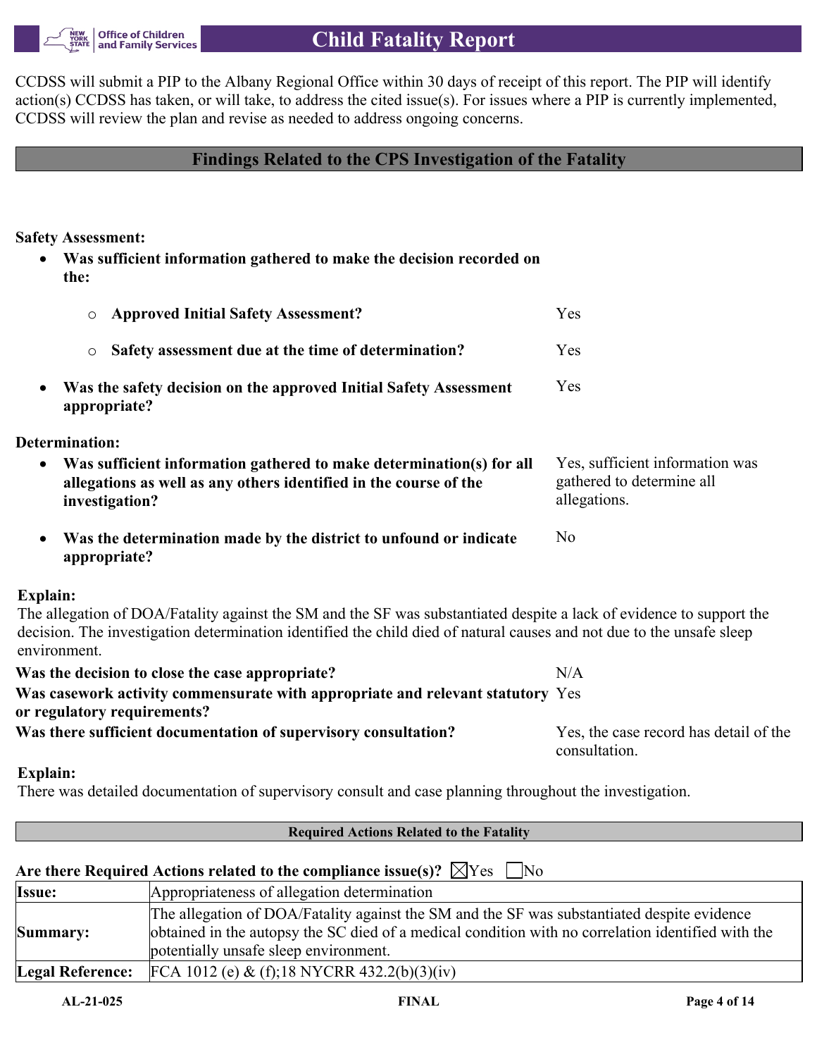CCDSS will submit a PIP to the Albany Regional Office within 30 days of receipt of this report. The PIP will identify action(s) CCDSS has taken, or will take, to address the cited issue(s). For issues where a PIP is currently implemented, CCDSS will review the plan and revise as needed to address ongoing concerns.

## Findings Related to the CPS Investigation of the Fatality

**Safety Assessment:**

- **Was sufficient information gathered to make the decision recorded on the:**
  - **Approved Initial Safety Assessment?** Yes
  - **Safety assessment due at the time of determination?** Yes
- **Was the safety decision on the approved Initial Safety Assessment appropriate?** Yes

**Determination:**

- **Was sufficient information gathered to make determination(s) for all allegations as well as any others identified in the course of the investigation?** Yes, sufficient information was gathered to determine all allegations.
- **Was the determination made by the district to unfound or indicate appropriate?** No

**Explain:**
The allegation of DOA/Fatality against the SM and the SF was substantiated despite a lack of evidence to support the decision. The investigation determination identified the child died of natural causes and not due to the unsafe sleep environment.

**Was the decision to close the case appropriate?** N/A

**Was casework activity commensurate with appropriate and relevant statutory or regulatory requirements?** Yes

**Was there sufficient documentation of supervisory consultation?** Yes, the case record has detail of the consultation.

**Explain:**
There was detailed documentation of supervisory consult and case planning throughout the investigation.

### Required Actions Related to the Fatality

**Are there Required Actions related to the compliance issue(s)?** ☒Yes ☐No

| | |
|---|---|
| **Issue:** | Appropriateness of allegation determination |
| **Summary:** | The allegation of DOA/Fatality against the SM and the SF was substantiated despite evidence obtained in the autopsy the SC died of a medical condition with no correlation identified with the potentially unsafe sleep environment. |
| **Legal Reference:** | FCA 1012 (e) & (f);18 NYCRR 432.2(b)(3)(iv) |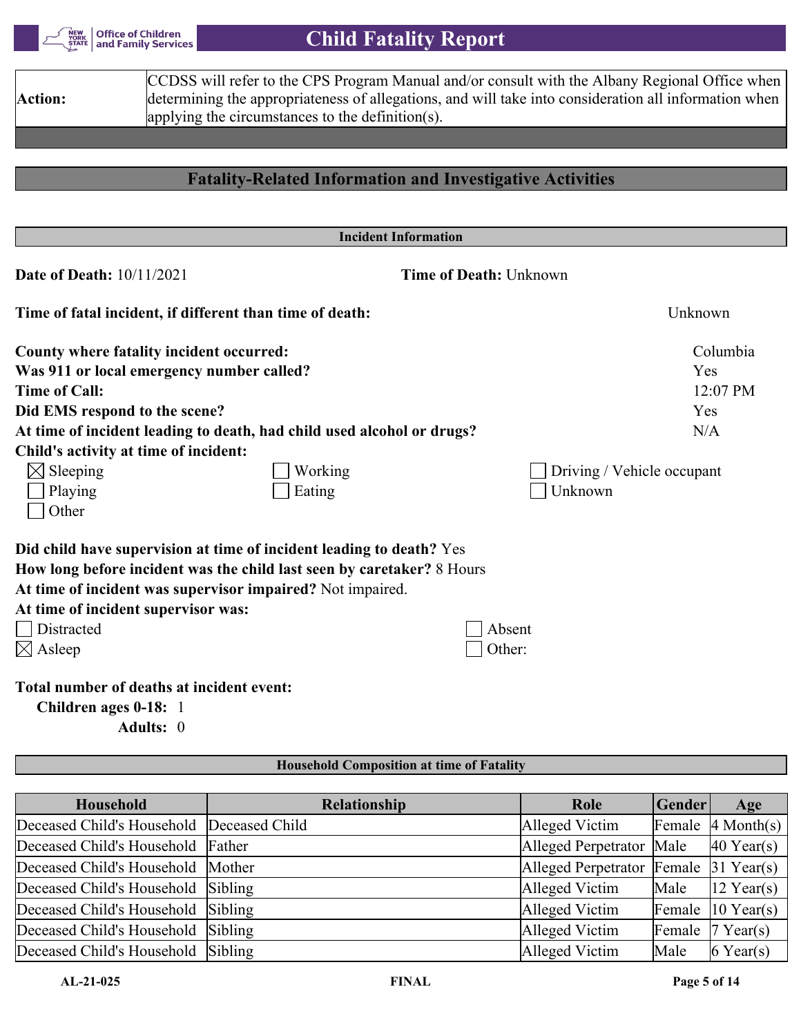| **Action:** | CCDSS will refer to the CPS Program Manual and/or consult with the Albany Regional Office when determining the appropriateness of allegations, and will take into consideration all information when applying the circumstances to the definition(s). |
|---|---|

## Fatality-Related Information and Investigative Activities

### Incident Information

**Date of Death:** 10/11/2021 **Time of Death:** Unknown

**Time of fatal incident, if different than time of death:** Unknown

**County where fatality incident occurred:** Columbia

**Was 911 or local emergency number called?** Yes

**Time of Call:** 12:07 PM

**Did EMS respond to the scene?** Yes

**At time of incident leading to death, had child used alcohol or drugs?** N/A

**Child's activity at time of incident:**

- [x] Sleeping
- [ ] Working
- [ ] Driving / Vehicle occupant
- [ ] Playing
- [ ] Eating
- [ ] Unknown
- [ ] Other

**Did child have supervision at time of incident leading to death?** Yes

**How long before incident was the child last seen by caretaker?** 8 Hours

**At time of incident was supervisor impaired?** Not impaired.

**At time of incident supervisor was:**

- [ ] Distracted
- [ ] Absent
- [x] Asleep
- [ ] Other:

**Total number of deaths at incident event:**

**Children ages 0-18:** 1

**Adults:** 0

### Household Composition at time of Fatality

| Household | Relationship | Role | Gender | Age |
|---|---|---|---|---|
| Deceased Child's Household | Deceased Child | Alleged Victim | Female | 4 Month(s) |
| Deceased Child's Household | Father | Alleged Perpetrator | Male | 40 Year(s) |
| Deceased Child's Household | Mother | Alleged Perpetrator | Female | 31 Year(s) |
| Deceased Child's Household | Sibling | Alleged Victim | Male | 12 Year(s) |
| Deceased Child's Household | Sibling | Alleged Victim | Female | 10 Year(s) |
| Deceased Child's Household | Sibling | Alleged Victim | Female | 7 Year(s) |
| Deceased Child's Household | Sibling | Alleged Victim | Male | 6 Year(s) |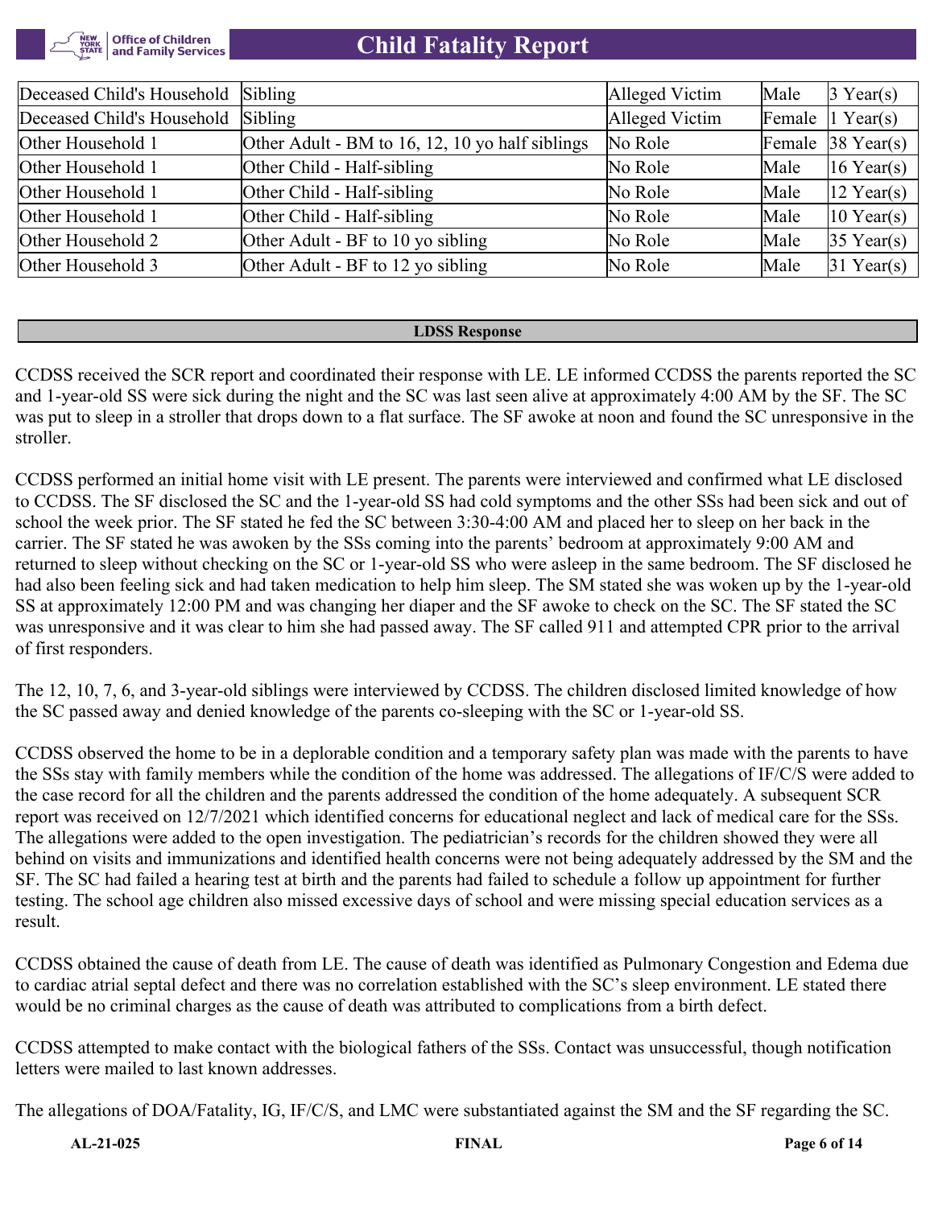| | | | | |
|---|---|---|---|---|
| Deceased Child's Household | Sibling | Alleged Victim | Male | 3 Year(s) |
| Deceased Child's Household | Sibling | Alleged Victim | Female | 1 Year(s) |
| Other Household 1 | Other Adult - BM to 16, 12, 10 yo half siblings | No Role | Female | 38 Year(s) |
| Other Household 1 | Other Child - Half-sibling | No Role | Male | 16 Year(s) |
| Other Household 1 | Other Child - Half-sibling | No Role | Male | 12 Year(s) |
| Other Household 1 | Other Child - Half-sibling | No Role | Male | 10 Year(s) |
| Other Household 2 | Other Adult - BF to 10 yo sibling | No Role | Male | 35 Year(s) |
| Other Household 3 | Other Adult - BF to 12 yo sibling | No Role | Male | 31 Year(s) |

## LDSS Response

CCDSS received the SCR report and coordinated their response with LE. LE informed CCDSS the parents reported the SC and 1-year-old SS were sick during the night and the SC was last seen alive at approximately 4:00 AM by the SF. The SC was put to sleep in a stroller that drops down to a flat surface. The SF awoke at noon and found the SC unresponsive in the stroller.

CCDSS performed an initial home visit with LE present. The parents were interviewed and confirmed what LE disclosed to CCDSS. The SF disclosed the SC and the 1-year-old SS had cold symptoms and the other SSs had been sick and out of school the week prior. The SF stated he fed the SC between 3:30-4:00 AM and placed her to sleep on her back in the carrier. The SF stated he was awoken by the SSs coming into the parents' bedroom at approximately 9:00 AM and returned to sleep without checking on the SC or 1-year-old SS who were asleep in the same bedroom. The SF disclosed he had also been feeling sick and had taken medication to help him sleep. The SM stated she was woken up by the 1-year-old SS at approximately 12:00 PM and was changing her diaper and the SF awoke to check on the SC. The SF stated the SC was unresponsive and it was clear to him she had passed away. The SF called 911 and attempted CPR prior to the arrival of first responders.

The 12, 10, 7, 6, and 3-year-old siblings were interviewed by CCDSS. The children disclosed limited knowledge of how the SC passed away and denied knowledge of the parents co-sleeping with the SC or 1-year-old SS.

CCDSS observed the home to be in a deplorable condition and a temporary safety plan was made with the parents to have the SSs stay with family members while the condition of the home was addressed. The allegations of IF/C/S were added to the case record for all the children and the parents addressed the condition of the home adequately. A subsequent SCR report was received on 12/7/2021 which identified concerns for educational neglect and lack of medical care for the SSs. The allegations were added to the open investigation. The pediatrician's records for the children showed they were all behind on visits and immunizations and identified health concerns were not being adequately addressed by the SM and the SF. The SC had failed a hearing test at birth and the parents had failed to schedule a follow up appointment for further testing. The school age children also missed excessive days of school and were missing special education services as a result.

CCDSS obtained the cause of death from LE. The cause of death was identified as Pulmonary Congestion and Edema due to cardiac atrial septal defect and there was no correlation established with the SC's sleep environment. LE stated there would be no criminal charges as the cause of death was attributed to complications from a birth defect.

CCDSS attempted to make contact with the biological fathers of the SSs. Contact was unsuccessful, though notification letters were mailed to last known addresses.

The allegations of DOA/Fatality, IG, IF/C/S, and LMC were substantiated against the SM and the SF regarding the SC.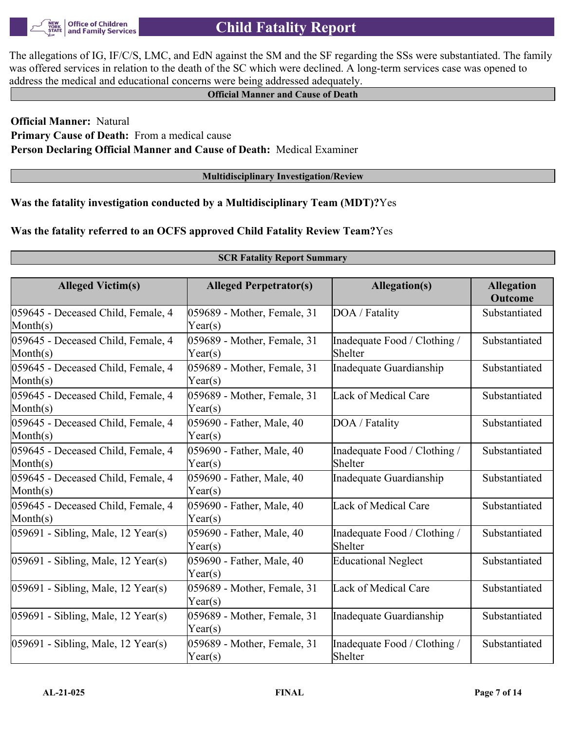The allegations of IG, IF/C/S, LMC, and EdN against the SM and the SF regarding the SSs were substantiated. The family was offered services in relation to the death of the SC which were declined. A long-term services case was opened to address the medical and educational concerns were being addressed adequately.

## Official Manner and Cause of Death

**Official Manner:** Natural
**Primary Cause of Death:** From a medical cause
**Person Declaring Official Manner and Cause of Death:** Medical Examiner

## Multidisciplinary Investigation/Review

**Was the fatality investigation conducted by a Multidisciplinary Team (MDT)?** Yes

**Was the fatality referred to an OCFS approved Child Fatality Review Team?** Yes

## SCR Fatality Report Summary

| Alleged Victim(s) | Alleged Perpetrator(s) | Allegation(s) | Allegation Outcome |
|---|---|---|---|
| 059645 - Deceased Child, Female, 4 Month(s) | 059689 - Mother, Female, 31 Year(s) | DOA / Fatality | Substantiated |
| 059645 - Deceased Child, Female, 4 Month(s) | 059689 - Mother, Female, 31 Year(s) | Inadequate Food / Clothing / Shelter | Substantiated |
| 059645 - Deceased Child, Female, 4 Month(s) | 059689 - Mother, Female, 31 Year(s) | Inadequate Guardianship | Substantiated |
| 059645 - Deceased Child, Female, 4 Month(s) | 059689 - Mother, Female, 31 Year(s) | Lack of Medical Care | Substantiated |
| 059645 - Deceased Child, Female, 4 Month(s) | 059690 - Father, Male, 40 Year(s) | DOA / Fatality | Substantiated |
| 059645 - Deceased Child, Female, 4 Month(s) | 059690 - Father, Male, 40 Year(s) | Inadequate Food / Clothing / Shelter | Substantiated |
| 059645 - Deceased Child, Female, 4 Month(s) | 059690 - Father, Male, 40 Year(s) | Inadequate Guardianship | Substantiated |
| 059645 - Deceased Child, Female, 4 Month(s) | 059690 - Father, Male, 40 Year(s) | Lack of Medical Care | Substantiated |
| 059691 - Sibling, Male, 12 Year(s) | 059690 - Father, Male, 40 Year(s) | Inadequate Food / Clothing / Shelter | Substantiated |
| 059691 - Sibling, Male, 12 Year(s) | 059690 - Father, Male, 40 Year(s) | Educational Neglect | Substantiated |
| 059691 - Sibling, Male, 12 Year(s) | 059689 - Mother, Female, 31 Year(s) | Lack of Medical Care | Substantiated |
| 059691 - Sibling, Male, 12 Year(s) | 059689 - Mother, Female, 31 Year(s) | Inadequate Guardianship | Substantiated |
| 059691 - Sibling, Male, 12 Year(s) | 059689 - Mother, Female, 31 Year(s) | Inadequate Food / Clothing / Shelter | Substantiated |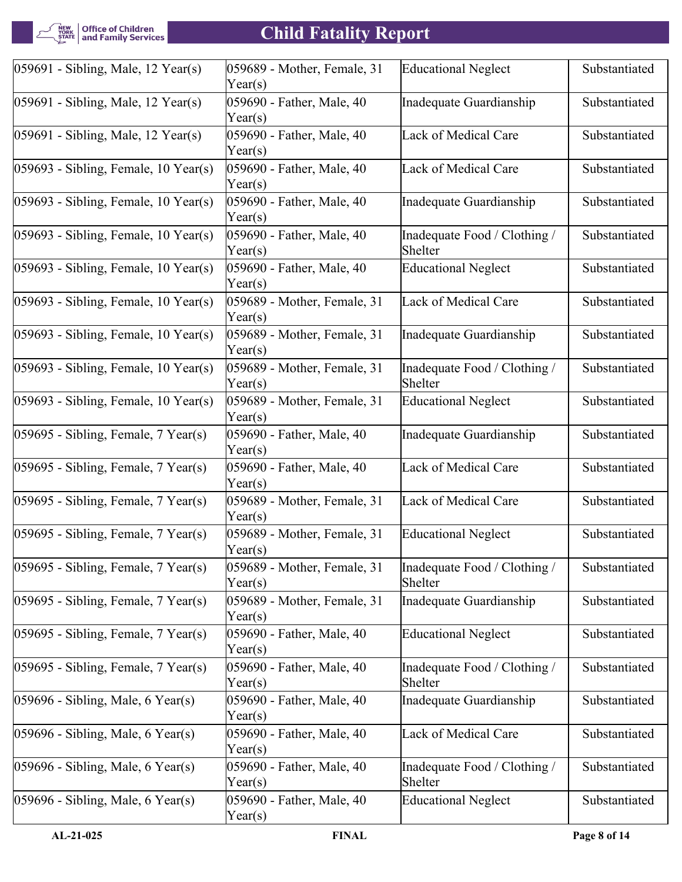| | | | |
|---|---|---|---|
| 059691 - Sibling, Male, 12 Year(s) | 059689 - Mother, Female, 31 Year(s) | Educational Neglect | Substantiated |
| 059691 - Sibling, Male, 12 Year(s) | 059690 - Father, Male, 40 Year(s) | Inadequate Guardianship | Substantiated |
| 059691 - Sibling, Male, 12 Year(s) | 059690 - Father, Male, 40 Year(s) | Lack of Medical Care | Substantiated |
| 059693 - Sibling, Female, 10 Year(s) | 059690 - Father, Male, 40 Year(s) | Lack of Medical Care | Substantiated |
| 059693 - Sibling, Female, 10 Year(s) | 059690 - Father, Male, 40 Year(s) | Inadequate Guardianship | Substantiated |
| 059693 - Sibling, Female, 10 Year(s) | 059690 - Father, Male, 40 Year(s) | Inadequate Food / Clothing / Shelter | Substantiated |
| 059693 - Sibling, Female, 10 Year(s) | 059690 - Father, Male, 40 Year(s) | Educational Neglect | Substantiated |
| 059693 - Sibling, Female, 10 Year(s) | 059689 - Mother, Female, 31 Year(s) | Lack of Medical Care | Substantiated |
| 059693 - Sibling, Female, 10 Year(s) | 059689 - Mother, Female, 31 Year(s) | Inadequate Guardianship | Substantiated |
| 059693 - Sibling, Female, 10 Year(s) | 059689 - Mother, Female, 31 Year(s) | Inadequate Food / Clothing / Shelter | Substantiated |
| 059693 - Sibling, Female, 10 Year(s) | 059689 - Mother, Female, 31 Year(s) | Educational Neglect | Substantiated |
| 059695 - Sibling, Female, 7 Year(s) | 059690 - Father, Male, 40 Year(s) | Inadequate Guardianship | Substantiated |
| 059695 - Sibling, Female, 7 Year(s) | 059690 - Father, Male, 40 Year(s) | Lack of Medical Care | Substantiated |
| 059695 - Sibling, Female, 7 Year(s) | 059689 - Mother, Female, 31 Year(s) | Lack of Medical Care | Substantiated |
| 059695 - Sibling, Female, 7 Year(s) | 059689 - Mother, Female, 31 Year(s) | Educational Neglect | Substantiated |
| 059695 - Sibling, Female, 7 Year(s) | 059689 - Mother, Female, 31 Year(s) | Inadequate Food / Clothing / Shelter | Substantiated |
| 059695 - Sibling, Female, 7 Year(s) | 059689 - Mother, Female, 31 Year(s) | Inadequate Guardianship | Substantiated |
| 059695 - Sibling, Female, 7 Year(s) | 059690 - Father, Male, 40 Year(s) | Educational Neglect | Substantiated |
| 059695 - Sibling, Female, 7 Year(s) | 059690 - Father, Male, 40 Year(s) | Inadequate Food / Clothing / Shelter | Substantiated |
| 059696 - Sibling, Male, 6 Year(s) | 059690 - Father, Male, 40 Year(s) | Inadequate Guardianship | Substantiated |
| 059696 - Sibling, Male, 6 Year(s) | 059690 - Father, Male, 40 Year(s) | Lack of Medical Care | Substantiated |
| 059696 - Sibling, Male, 6 Year(s) | 059690 - Father, Male, 40 Year(s) | Inadequate Food / Clothing / Shelter | Substantiated |
| 059696 - Sibling, Male, 6 Year(s) | 059690 - Father, Male, 40 Year(s) | Educational Neglect | Substantiated |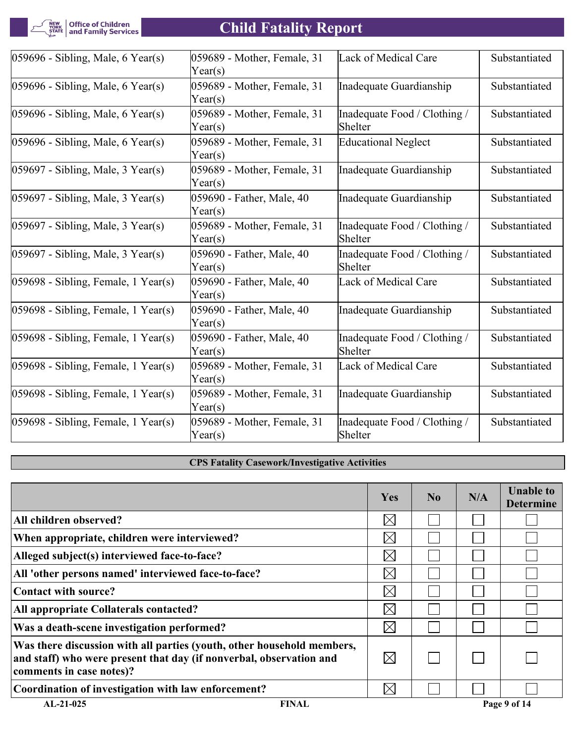| | | | |
|---|---|---|---|
| 059696 - Sibling, Male, 6 Year(s) | 059689 - Mother, Female, 31 Year(s) | Lack of Medical Care | Substantiated |
| 059696 - Sibling, Male, 6 Year(s) | 059689 - Mother, Female, 31 Year(s) | Inadequate Guardianship | Substantiated |
| 059696 - Sibling, Male, 6 Year(s) | 059689 - Mother, Female, 31 Year(s) | Inadequate Food / Clothing / Shelter | Substantiated |
| 059696 - Sibling, Male, 6 Year(s) | 059689 - Mother, Female, 31 Year(s) | Educational Neglect | Substantiated |
| 059697 - Sibling, Male, 3 Year(s) | 059689 - Mother, Female, 31 Year(s) | Inadequate Guardianship | Substantiated |
| 059697 - Sibling, Male, 3 Year(s) | 059690 - Father, Male, 40 Year(s) | Inadequate Guardianship | Substantiated |
| 059697 - Sibling, Male, 3 Year(s) | 059689 - Mother, Female, 31 Year(s) | Inadequate Food / Clothing / Shelter | Substantiated |
| 059697 - Sibling, Male, 3 Year(s) | 059690 - Father, Male, 40 Year(s) | Inadequate Food / Clothing / Shelter | Substantiated |
| 059698 - Sibling, Female, 1 Year(s) | 059690 - Father, Male, 40 Year(s) | Lack of Medical Care | Substantiated |
| 059698 - Sibling, Female, 1 Year(s) | 059690 - Father, Male, 40 Year(s) | Inadequate Guardianship | Substantiated |
| 059698 - Sibling, Female, 1 Year(s) | 059690 - Father, Male, 40 Year(s) | Inadequate Food / Clothing / Shelter | Substantiated |
| 059698 - Sibling, Female, 1 Year(s) | 059689 - Mother, Female, 31 Year(s) | Lack of Medical Care | Substantiated |
| 059698 - Sibling, Female, 1 Year(s) | 059689 - Mother, Female, 31 Year(s) | Inadequate Guardianship | Substantiated |
| 059698 - Sibling, Female, 1 Year(s) | 059689 - Mother, Female, 31 Year(s) | Inadequate Food / Clothing / Shelter | Substantiated |

## CPS Fatality Casework/Investigative Activities

| | Yes | No | N/A | Unable to Determine |
|---|---|---|---|---|
| **All children observed?** | ☒ | ☐ | ☐ | ☐ |
| **When appropriate, children were interviewed?** | ☒ | ☐ | ☐ | ☐ |
| **Alleged subject(s) interviewed face-to-face?** | ☒ | ☐ | ☐ | ☐ |
| **All 'other persons named' interviewed face-to-face?** | ☒ | ☐ | ☐ | ☐ |
| **Contact with source?** | ☒ | ☐ | ☐ | ☐ |
| **All appropriate Collaterals contacted?** | ☒ | ☐ | ☐ | ☐ |
| **Was a death-scene investigation performed?** | ☒ | ☐ | ☐ | ☐ |
| **Was there discussion with all parties (youth, other household members, and staff) who were present that day (if nonverbal, observation and comments in case notes)?** | ☒ | ☐ | ☐ | ☐ |
| **Coordination of investigation with law enforcement?** | ☒ | ☐ | ☐ | ☐ |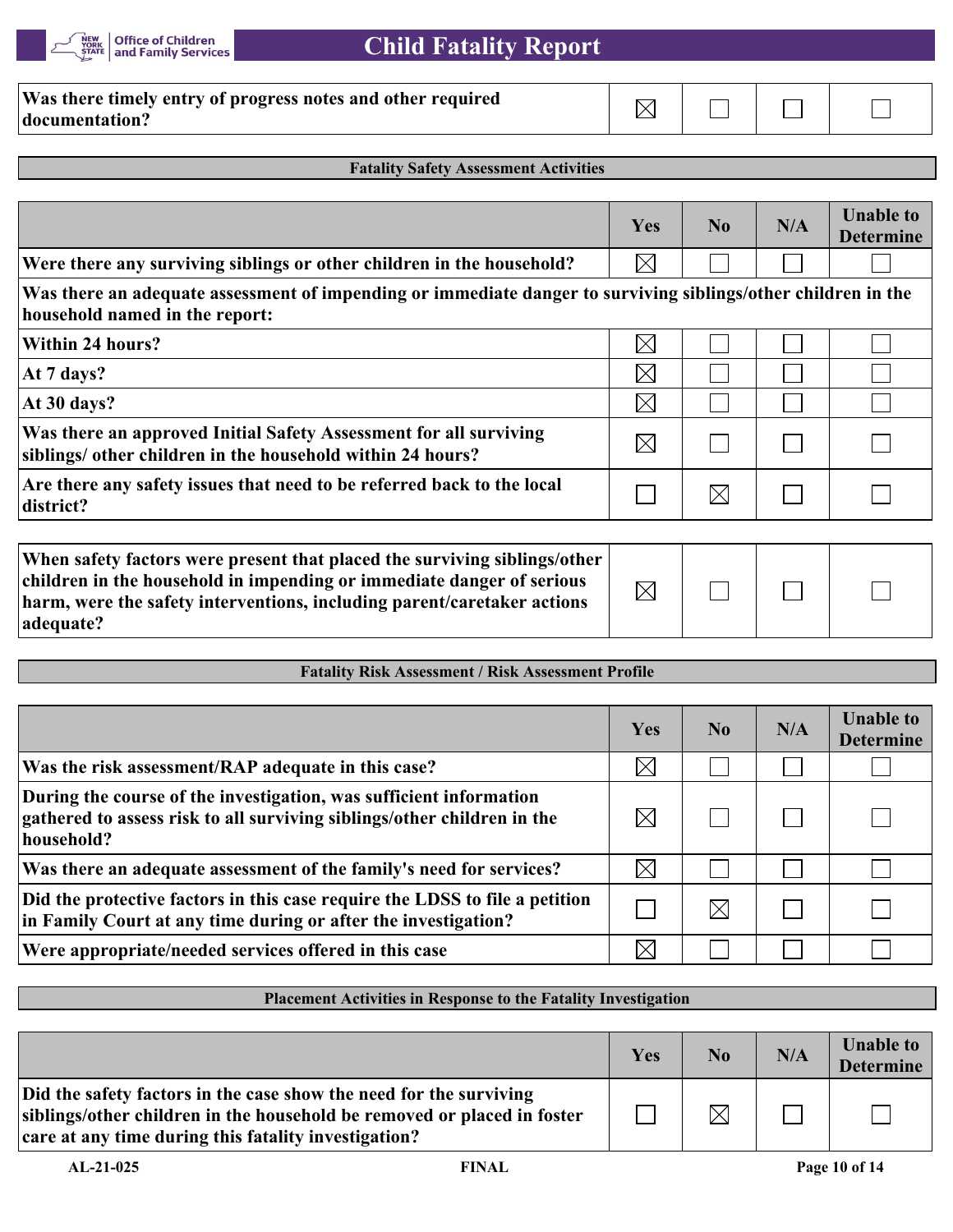| | Yes | No | N/A | Unable to Determine |
|---|---|---|---|---|
| Was there timely entry of progress notes and other required documentation? | ☒ | ☐ | ☐ | ☐ |

**Fatality Safety Assessment Activities**

| | Yes | No | N/A | Unable to Determine |
|---|---|---|---|---|
| Were there any surviving siblings or other children in the household? | ☒ | ☐ | ☐ | ☐ |
| Was there an adequate assessment of impending or immediate danger to surviving siblings/other children in the household named in the report: | | | | |
| Within 24 hours? | ☒ | ☐ | ☐ | ☐ |
| At 7 days? | ☒ | ☐ | ☐ | ☐ |
| At 30 days? | ☒ | ☐ | ☐ | ☐ |
| Was there an approved Initial Safety Assessment for all surviving siblings/ other children in the household within 24 hours? | ☒ | ☐ | ☐ | ☐ |
| Are there any safety issues that need to be referred back to the local district? | ☐ | ☒ | ☐ | ☐ |

| | Yes | No | N/A | Unable to Determine |
|---|---|---|---|---|
| When safety factors were present that placed the surviving siblings/other children in the household in impending or immediate danger of serious harm, were the safety interventions, including parent/caretaker actions adequate? | ☒ | ☐ | ☐ | ☐ |

**Fatality Risk Assessment / Risk Assessment Profile**

| | Yes | No | N/A | Unable to Determine |
|---|---|---|---|---|
| Was the risk assessment/RAP adequate in this case? | ☒ | ☐ | ☐ | ☐ |
| During the course of the investigation, was sufficient information gathered to assess risk to all surviving siblings/other children in the household? | ☒ | ☐ | ☐ | ☐ |
| Was there an adequate assessment of the family's need for services? | ☒ | ☐ | ☐ | ☐ |
| Did the protective factors in this case require the LDSS to file a petition in Family Court at any time during or after the investigation? | ☐ | ☒ | ☐ | ☐ |
| Were appropriate/needed services offered in this case | ☒ | ☐ | ☐ | ☐ |

**Placement Activities in Response to the Fatality Investigation**

| | Yes | No | N/A | Unable to Determine |
|---|---|---|---|---|
| Did the safety factors in the case show the need for the surviving siblings/other children in the household be removed or placed in foster care at any time during this fatality investigation? | ☐ | ☒ | ☐ | ☐ |

AL-21-025 FINAL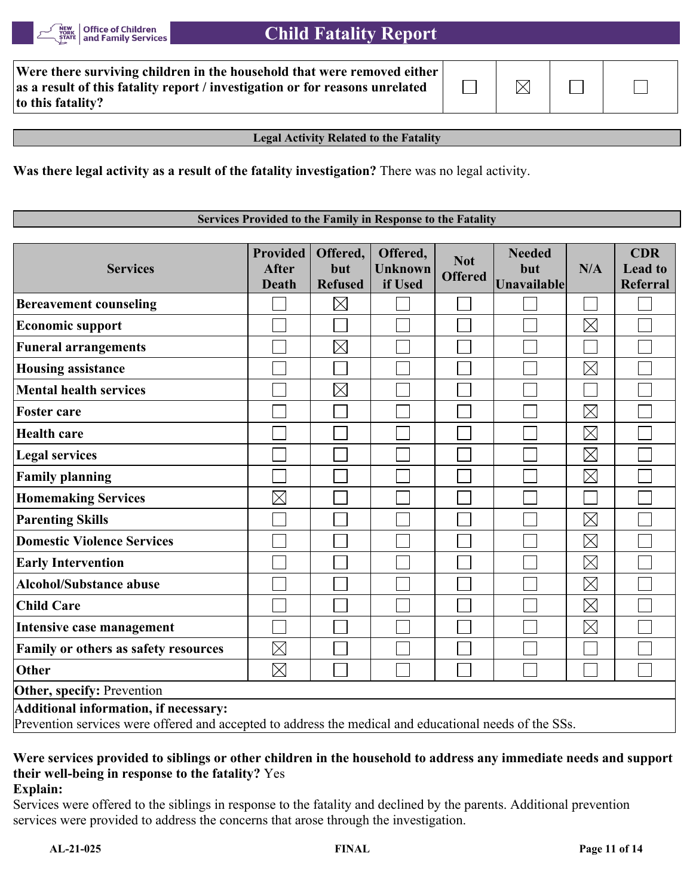| Were there surviving children in the household that were removed either as a result of this fatality report / investigation or for reasons unrelated to this fatality? | ☐ | ☒ | ☐ | ☐ |
|---|---|---|---|---|

## Legal Activity Related to the Fatality

**Was there legal activity as a result of the fatality investigation?** There was no legal activity.

## Services Provided to the Family in Response to the Fatality

| Services | Provided After Death | Offered, but Refused | Offered, Unknown if Used | Not Offered | Needed but Unavailable | N/A | CDR Lead to Referral |
|---|---|---|---|---|---|---|---|
| **Bereavement counseling** | ☐ | ☒ | ☐ | ☐ | ☐ | ☐ | ☐ |
| **Economic support** | ☐ | ☐ | ☐ | ☐ | ☐ | ☒ | ☐ |
| **Funeral arrangements** | ☐ | ☒ | ☐ | ☐ | ☐ | ☐ | ☐ |
| **Housing assistance** | ☐ | ☐ | ☐ | ☐ | ☐ | ☒ | ☐ |
| **Mental health services** | ☐ | ☒ | ☐ | ☐ | ☐ | ☐ | ☐ |
| **Foster care** | ☐ | ☐ | ☐ | ☐ | ☐ | ☒ | ☐ |
| **Health care** | ☐ | ☐ | ☐ | ☐ | ☐ | ☒ | ☐ |
| **Legal services** | ☐ | ☐ | ☐ | ☐ | ☐ | ☒ | ☐ |
| **Family planning** | ☐ | ☐ | ☐ | ☐ | ☐ | ☒ | ☐ |
| **Homemaking Services** | ☒ | ☐ | ☐ | ☐ | ☐ | ☐ | ☐ |
| **Parenting Skills** | ☐ | ☐ | ☐ | ☐ | ☐ | ☒ | ☐ |
| **Domestic Violence Services** | ☐ | ☐ | ☐ | ☐ | ☐ | ☒ | ☐ |
| **Early Intervention** | ☐ | ☐ | ☐ | ☐ | ☐ | ☒ | ☐ |
| **Alcohol/Substance abuse** | ☐ | ☐ | ☐ | ☐ | ☐ | ☒ | ☐ |
| **Child Care** | ☐ | ☐ | ☐ | ☐ | ☐ | ☒ | ☐ |
| **Intensive case management** | ☐ | ☐ | ☐ | ☐ | ☐ | ☒ | ☐ |
| **Family or others as safety resources** | ☒ | ☐ | ☐ | ☐ | ☐ | ☐ | ☐ |
| **Other** | ☒ | ☐ | ☐ | ☐ | ☐ | ☐ | ☐ |

**Other, specify:** Prevention

**Additional information, if necessary:**
Prevention services were offered and accepted to address the medical and educational needs of the SSs.

**Were services provided to siblings or other children in the household to address any immediate needs and support their well-being in response to the fatality?** Yes

**Explain:**
Services were offered to the siblings in response to the fatality and declined by the parents. Additional prevention services were provided to address the concerns that arose through the investigation.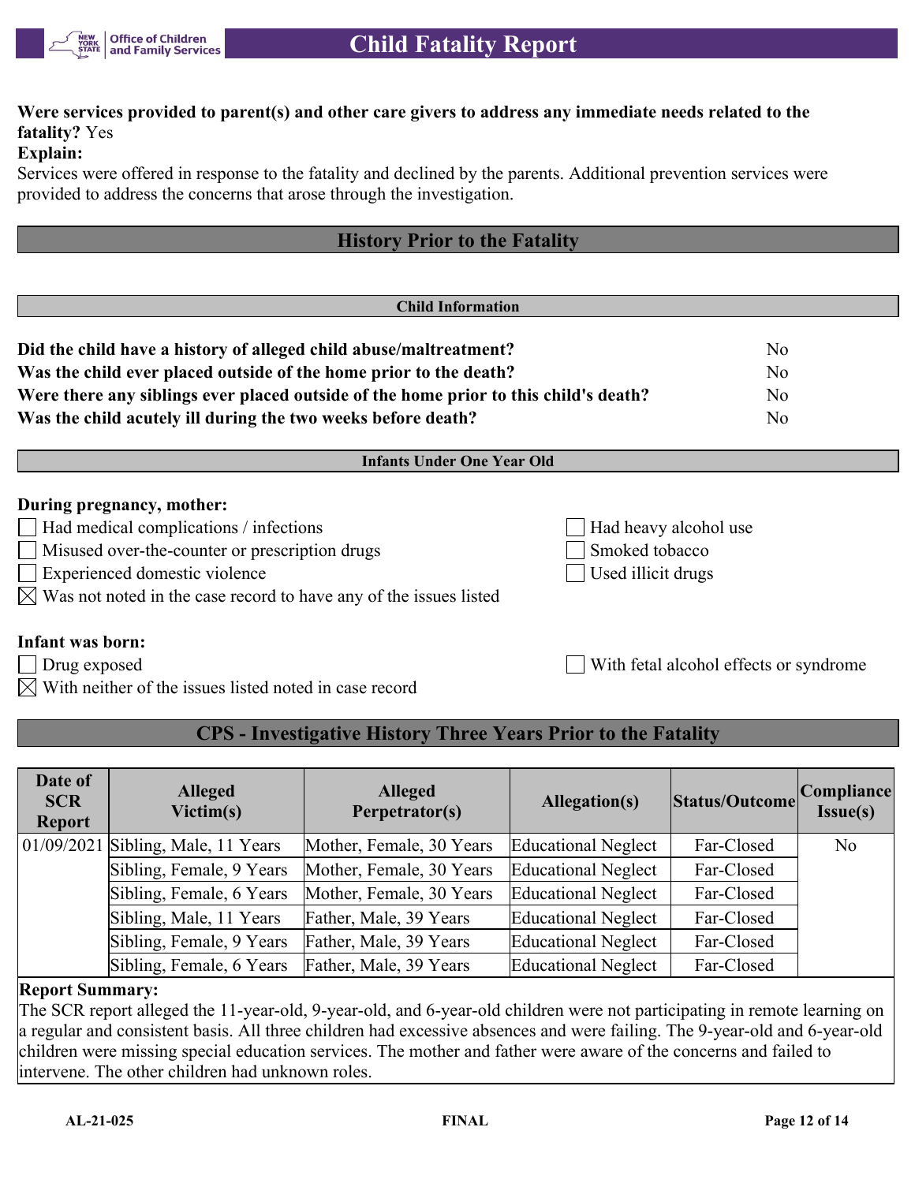**Were services provided to parent(s) and other care givers to address any immediate needs related to the fatality?** Yes

**Explain:**

Services were offered in response to the fatality and declined by the parents. Additional prevention services were provided to address the concerns that arose through the investigation.

## History Prior to the Fatality

### Child Information

| | |
|---|---|
| **Did the child have a history of alleged child abuse/maltreatment?** | No |
| **Was the child ever placed outside of the home prior to the death?** | No |
| **Were there any siblings ever placed outside of the home prior to this child's death?** | No |
| **Was the child acutely ill during the two weeks before death?** | No |

### Infants Under One Year Old

**During pregnancy, mother:**

- ☐ Had medical complications / infections
- ☐ Misused over-the-counter or prescription drugs
- ☐ Experienced domestic violence
- ☒ Was not noted in the case record to have any of the issues listed
- ☐ Had heavy alcohol use
- ☐ Smoked tobacco
- ☐ Used illicit drugs

**Infant was born:**

- ☐ Drug exposed
- ☒ With neither of the issues listed noted in case record
- ☐ With fetal alcohol effects or syndrome

## CPS - Investigative History Three Years Prior to the Fatality

| Date of SCR Report | Alleged Victim(s) | Alleged Perpetrator(s) | Allegation(s) | Status/Outcome | Compliance Issue(s) |
|---|---|---|---|---|---|
| 01/09/2021 | Sibling, Male, 11 Years | Mother, Female, 30 Years | Educational Neglect | Far-Closed | No |
| | Sibling, Female, 9 Years | Mother, Female, 30 Years | Educational Neglect | Far-Closed | |
| | Sibling, Female, 6 Years | Mother, Female, 30 Years | Educational Neglect | Far-Closed | |
| | Sibling, Male, 11 Years | Father, Male, 39 Years | Educational Neglect | Far-Closed | |
| | Sibling, Female, 9 Years | Father, Male, 39 Years | Educational Neglect | Far-Closed | |
| | Sibling, Female, 6 Years | Father, Male, 39 Years | Educational Neglect | Far-Closed | |

**Report Summary:**

The SCR report alleged the 11-year-old, 9-year-old, and 6-year-old children were not participating in remote learning on a regular and consistent basis. All three children had excessive absences and were failing. The 9-year-old and 6-year-old children were missing special education services. The mother and father were aware of the concerns and failed to intervene. The other children had unknown roles.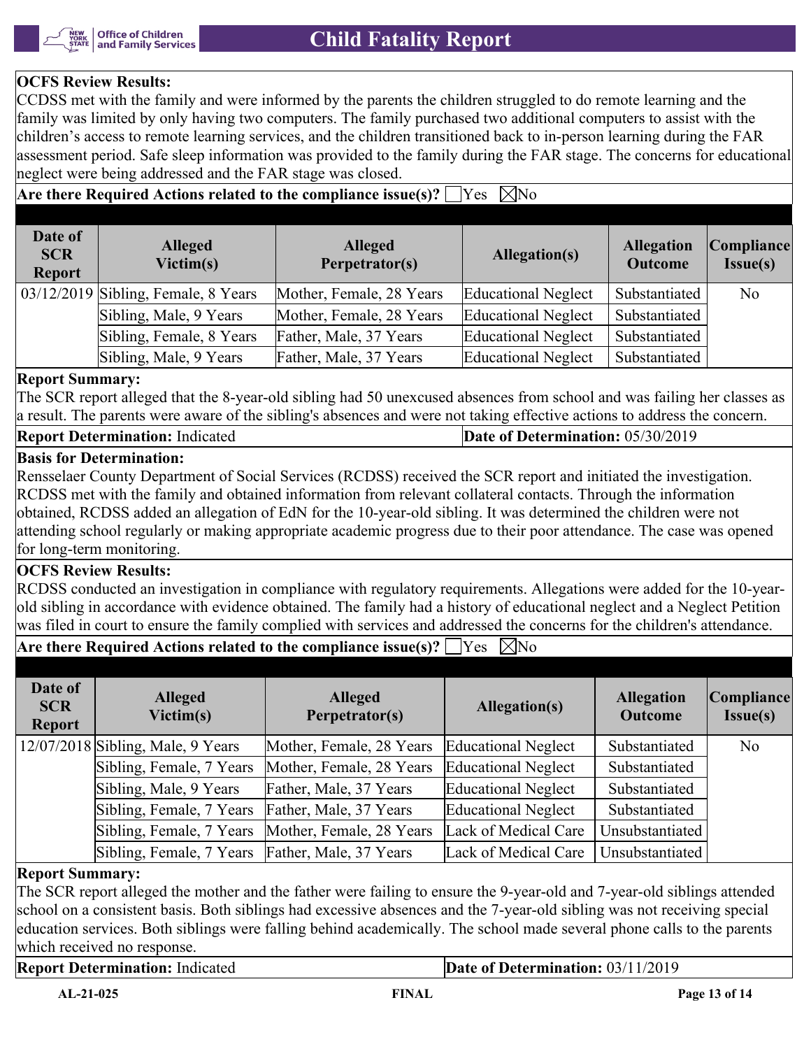**OCFS Review Results:**
CCDSS met with the family and were informed by the parents the children struggled to do remote learning and the family was limited by only having two computers. The family purchased two additional computers to assist with the children's access to remote learning services, and the children transitioned back to in-person learning during the FAR assessment period. Safe sleep information was provided to the family during the FAR stage. The concerns for educational neglect were being addressed and the FAR stage was closed.

**Are there Required Actions related to the compliance issue(s)?** ☐Yes ☒No

| Date of SCR Report | Alleged Victim(s) | Alleged Perpetrator(s) | Allegation(s) | Allegation Outcome | Compliance Issue(s) |
|---|---|---|---|---|---|
| 03/12/2019 | Sibling, Female, 8 Years | Mother, Female, 28 Years | Educational Neglect | Substantiated | No |
| | Sibling, Male, 9 Years | Mother, Female, 28 Years | Educational Neglect | Substantiated | |
| | Sibling, Female, 8 Years | Father, Male, 37 Years | Educational Neglect | Substantiated | |
| | Sibling, Male, 9 Years | Father, Male, 37 Years | Educational Neglect | Substantiated | |

**Report Summary:**
The SCR report alleged that the 8-year-old sibling had 50 unexcused absences from school and was failing her classes as a result. The parents were aware of the sibling's absences and were not taking effective actions to address the concern.

**Report Determination:** Indicated | **Date of Determination:** 05/30/2019

**Basis for Determination:**
Rensselaer County Department of Social Services (RCDSS) received the SCR report and initiated the investigation. RCDSS met with the family and obtained information from relevant collateral contacts. Through the information obtained, RCDSS added an allegation of EdN for the 10-year-old sibling. It was determined the children were not attending school regularly or making appropriate academic progress due to their poor attendance. The case was opened for long-term monitoring.

**OCFS Review Results:**
RCDSS conducted an investigation in compliance with regulatory requirements. Allegations were added for the 10-year-old sibling in accordance with evidence obtained. The family had a history of educational neglect and a Neglect Petition was filed in court to ensure the family complied with services and addressed the concerns for the children's attendance.

**Are there Required Actions related to the compliance issue(s)?** ☐Yes ☒No

| Date of SCR Report | Alleged Victim(s) | Alleged Perpetrator(s) | Allegation(s) | Allegation Outcome | Compliance Issue(s) |
|---|---|---|---|---|---|
| 12/07/2018 | Sibling, Male, 9 Years | Mother, Female, 28 Years | Educational Neglect | Substantiated | No |
| | Sibling, Female, 7 Years | Mother, Female, 28 Years | Educational Neglect | Substantiated | |
| | Sibling, Male, 9 Years | Father, Male, 37 Years | Educational Neglect | Substantiated | |
| | Sibling, Female, 7 Years | Father, Male, 37 Years | Educational Neglect | Substantiated | |
| | Sibling, Female, 7 Years | Mother, Female, 28 Years | Lack of Medical Care | Unsubstantiated | |
| | Sibling, Female, 7 Years | Father, Male, 37 Years | Lack of Medical Care | Unsubstantiated | |

**Report Summary:**
The SCR report alleged the mother and the father were failing to ensure the 9-year-old and 7-year-old siblings attended school on a consistent basis. Both siblings had excessive absences and the 7-year-old sibling was not receiving special education services. Both siblings were falling behind academically. The school made several phone calls to the parents which received no response.

**Report Determination:** Indicated | **Date of Determination:** 03/11/2019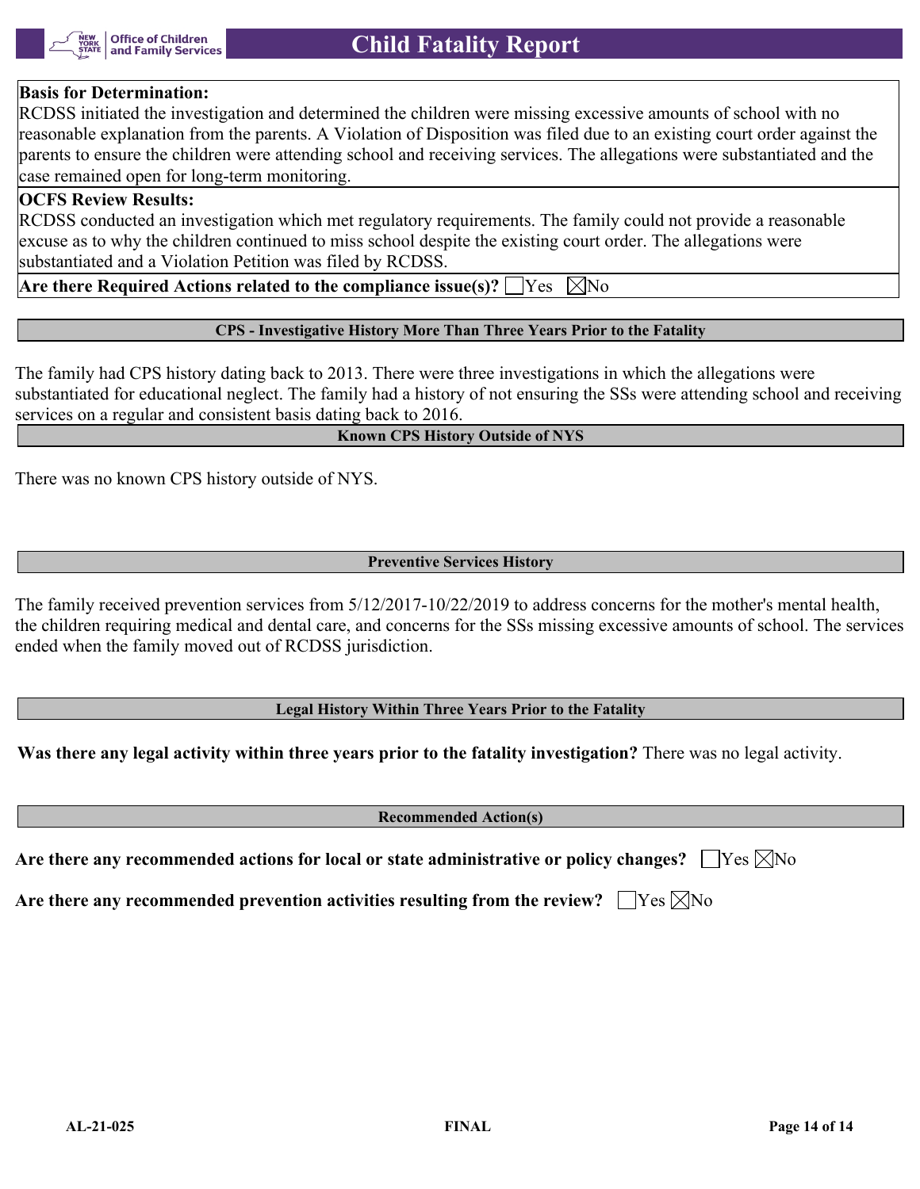**Basis for Determination:**
RCDSS initiated the investigation and determined the children were missing excessive amounts of school with no reasonable explanation from the parents. A Violation of Disposition was filed due to an existing court order against the parents to ensure the children were attending school and receiving services. The allegations were substantiated and the case remained open for long-term monitoring.

**OCFS Review Results:**
RCDSS conducted an investigation which met regulatory requirements. The family could not provide a reasonable excuse as to why the children continued to miss school despite the existing court order. The allegations were substantiated and a Violation Petition was filed by RCDSS.

**Are there Required Actions related to the compliance issue(s)?** ☐Yes ☒No

### CPS - Investigative History More Than Three Years Prior to the Fatality

The family had CPS history dating back to 2013. There were three investigations in which the allegations were substantiated for educational neglect. The family had a history of not ensuring the SSs were attending school and receiving services on a regular and consistent basis dating back to 2016.

### Known CPS History Outside of NYS

There was no known CPS history outside of NYS.

### Preventive Services History

The family received prevention services from 5/12/2017-10/22/2019 to address concerns for the mother's mental health, the children requiring medical and dental care, and concerns for the SSs missing excessive amounts of school. The services ended when the family moved out of RCDSS jurisdiction.

### Legal History Within Three Years Prior to the Fatality

**Was there any legal activity within three years prior to the fatality investigation?** There was no legal activity.

### Recommended Action(s)

**Are there any recommended actions for local or state administrative or policy changes?** ☐Yes ☒No

**Are there any recommended prevention activities resulting from the review?** ☐Yes ☒No